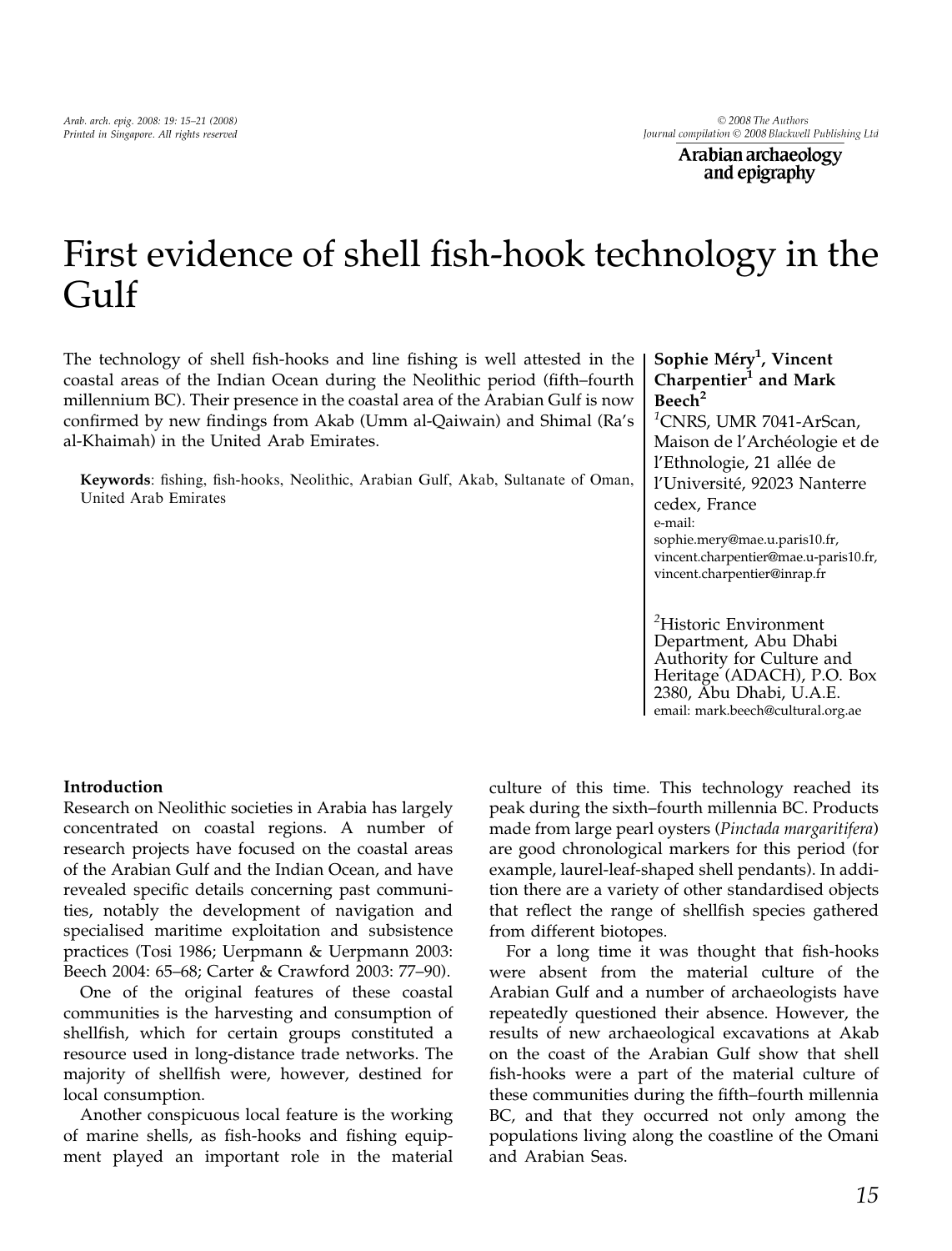# First evidence of shell fish-hook technology in the Gulf

The technology of shell fish-hooks and line fishing is well attested in the coastal areas of the Indian Ocean during the Neolithic period (fifth–fourth millennium BC). Their presence in the coastal area of the Arabian Gulf is now confirmed by new findings from Akab (Umm al-Qaiwain) and Shimal (Ra's al-Khaimah) in the United Arab Emirates.

**Keywords**: fishing, fish-hooks, Neolithic, Arabian Gulf, Akab, Sultanate of Oman, United Arab Emirates

**Sophie Méry[1], Vincent Charpentier[1] and Mark Beech[2]**

[1]CNRS, UMR 7041-ArScan, Maison de l'Archéologie et de l'Ethnologie, 21 allée de l'Université, 92023 Nanterre cedex, France
e-mail:
sophie.mery@mae.u.paris10.fr,
vincent.charpentier@mae.u-paris10.fr,
vincent.charpentier@inrap.fr

[2]Historic Environment Department, Abu Dhabi Authority for Culture and Heritage (ADACH), P.O. Box 2380, Abu Dhabi, U.A.E.
email: mark.beech@cultural.org.ae

## Introduction

Research on Neolithic societies in Arabia has largely concentrated on coastal regions. A number of research projects have focused on the coastal areas of the Arabian Gulf and the Indian Ocean, and have revealed specific details concerning past communities, notably the development of navigation and specialised maritime exploitation and subsistence practices (Tosi 1986; Uerpmann & Uerpmann 2003: Beech 2004: 65–68; Carter & Crawford 2003: 77–90).

One of the original features of these coastal communities is the harvesting and consumption of shellfish, which for certain groups constituted a resource used in long-distance trade networks. The majority of shellfish were, however, destined for local consumption.

Another conspicuous local feature is the working of marine shells, as fish-hooks and fishing equipment played an important role in the material culture of this time. This technology reached its peak during the sixth–fourth millennia BC. Products made from large pearl oysters (*Pinctada margaritifera*) are good chronological markers for this period (for example, laurel-leaf-shaped shell pendants). In addition there are a variety of other standardised objects that reflect the range of shellfish species gathered from different biotopes.

For a long time it was thought that fish-hooks were absent from the material culture of the Arabian Gulf and a number of archaeologists have repeatedly questioned their absence. However, the results of new archaeological excavations at Akab on the coast of the Arabian Gulf show that shell fish-hooks were a part of the material culture of these communities during the fifth–fourth millennia BC, and that they occurred not only among the populations living along the coastline of the Omani and Arabian Seas.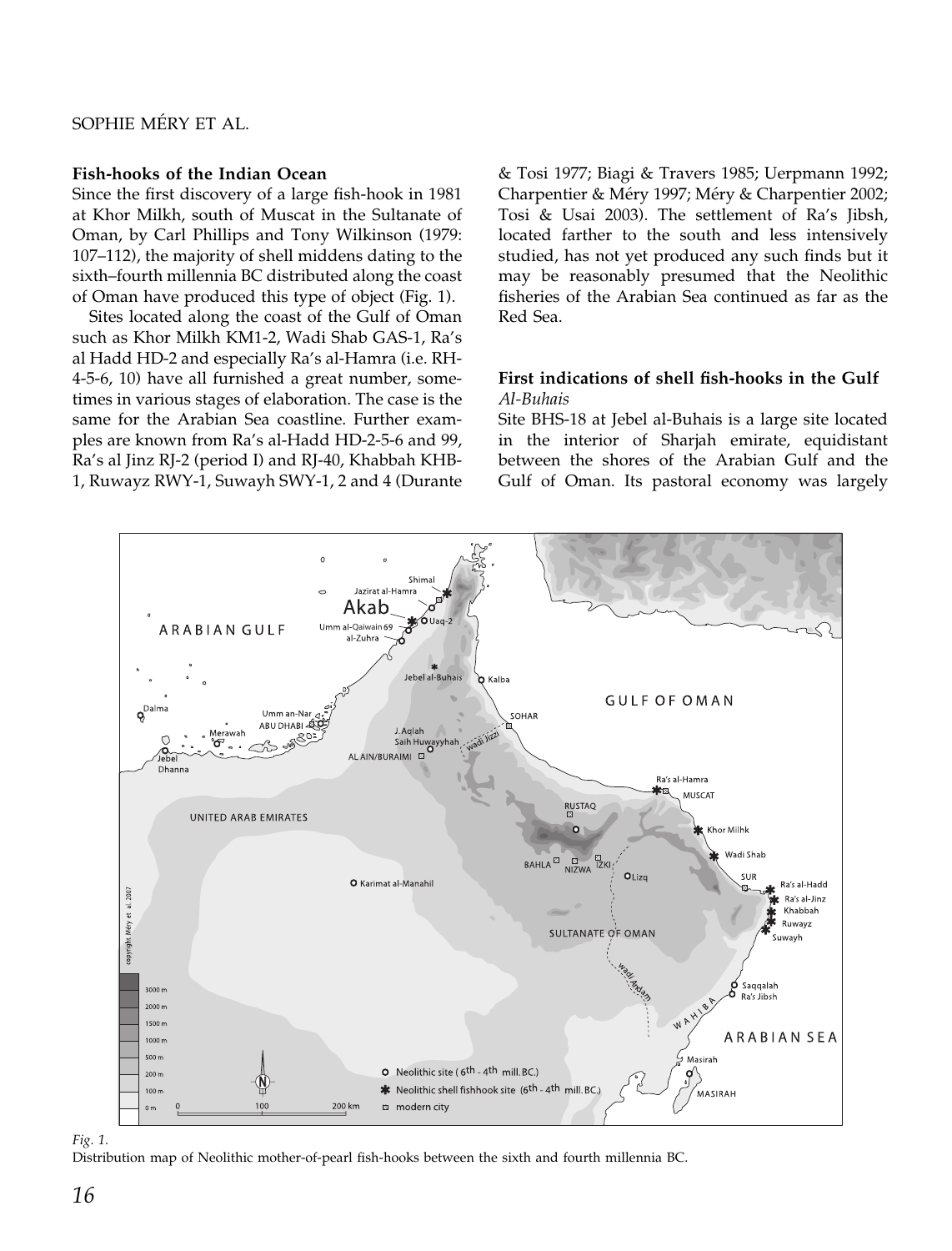## Fish-hooks of the Indian Ocean

Since the first discovery of a large fish-hook in 1981 at Khor Milkh, south of Muscat in the Sultanate of Oman, by Carl Phillips and Tony Wilkinson (1979: 107–112), the majority of shell middens dating to the sixth–fourth millennia BC distributed along the coast of Oman have produced this type of object (Fig. 1).

Sites located along the coast of the Gulf of Oman such as Khor Milkh KM1-2, Wadi Shab GAS-1, Ra's al Hadd HD-2 and especially Ra's al-Hamra (i.e. RH-4-5-6, 10) have all furnished a great number, sometimes in various stages of elaboration. The case is the same for the Arabian Sea coastline. Further examples are known from Ra's al-Hadd HD-2-5-6 and 99, Ra's al Jinz RJ-2 (period I) and RJ-40, Khabbah KHB-1, Ruwayz RWY-1, Suwayh SWY-1, 2 and 4 (Durante & Tosi 1977; Biagi & Travers 1985; Uerpmann 1992; Charpentier & Méry 1997; Méry & Charpentier 2002; Tosi & Usai 2003). The settlement of Ra's Jibsh, located farther to the south and less intensively studied, has not yet produced any such finds but it may be reasonably presumed that the Neolithic fisheries of the Arabian Sea continued as far as the Red Sea.

## First indications of shell fish-hooks in the Gulf

### *Al-Buhais*

Site BHS-18 at Jebel al-Buhais is a large site located in the interior of Sharjah emirate, equidistant between the shores of the Arabian Gulf and the Gulf of Oman. Its pastoral economy was largely

*Fig. 1.*
Distribution map of Neolithic mother-of-pearl fish-hooks between the sixth and fourth millennia BC.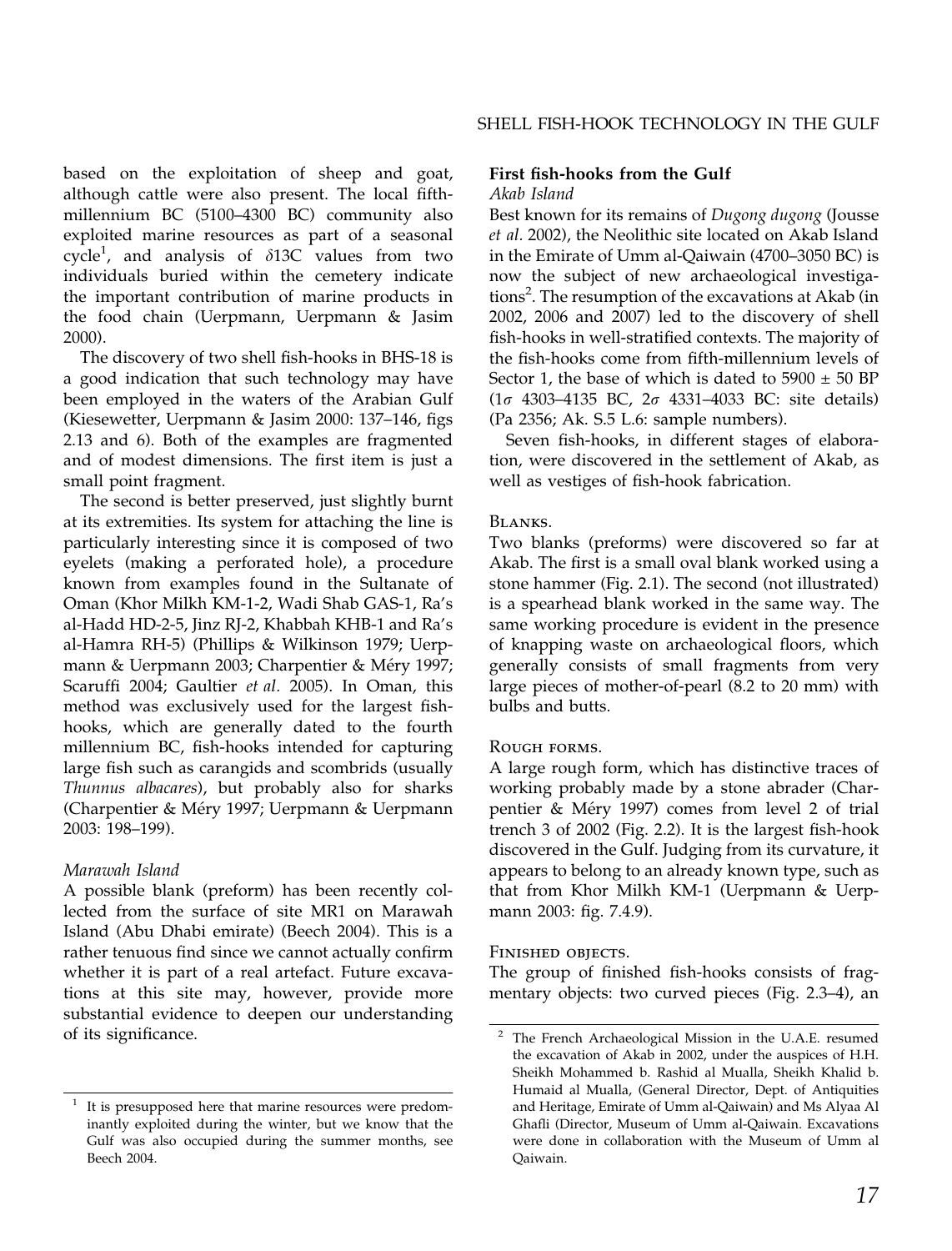based on the exploitation of sheep and goat, although cattle were also present. The local fifth-millennium BC (5100–4300 BC) community also exploited marine resources as part of a seasonal cycle[1], and analysis of $\delta$13C values from two individuals buried within the cemetery indicate the important contribution of marine products in the food chain (Uerpmann, Uerpmann & Jasim 2000).

The discovery of two shell fish-hooks in BHS-18 is a good indication that such technology may have been employed in the waters of the Arabian Gulf (Kiesewetter, Uerpmann & Jasim 2000: 137–146, figs 2.13 and 6). Both of the examples are fragmented and of modest dimensions. The first item is just a small point fragment.

The second is better preserved, just slightly burnt at its extremities. Its system for attaching the line is particularly interesting since it is composed of two eyelets (making a perforated hole), a procedure known from examples found in the Sultanate of Oman (Khor Milkh KM-1-2, Wadi Shab GAS-1, Ra's al-Hadd HD-2-5, Jinz RJ-2, Khabbah KHB-1 and Ra's al-Hamra RH-5) (Phillips & Wilkinson 1979; Uerpmann & Uerpmann 2003; Charpentier & Méry 1997; Scaruffi 2004; Gaultier *et al.* 2005). In Oman, this method was exclusively used for the largest fish-hooks, which are generally dated to the fourth millennium BC, fish-hooks intended for capturing large fish such as carangids and scombrids (usually *Thunnus albacares*), but probably also for sharks (Charpentier & Méry 1997; Uerpmann & Uerpmann 2003: 198–199).

*Marawah Island*

A possible blank (preform) has been recently collected from the surface of site MR1 on Marawah Island (Abu Dhabi emirate) (Beech 2004). This is a rather tenuous find since we cannot actually confirm whether it is part of a real artefact. Future excavations at this site may, however, provide more substantial evidence to deepen our understanding of its significance.

## First fish-hooks from the Gulf

*Akab Island*

Best known for its remains of *Dugong dugong* (Jousse *et al.* 2002), the Neolithic site located on Akab Island in the Emirate of Umm al-Qaiwain (4700–3050 BC) is now the subject of new archaeological investigations[2]. The resumption of the excavations at Akab (in 2002, 2006 and 2007) led to the discovery of shell fish-hooks in well-stratified contexts. The majority of the fish-hooks come from fifth-millennium levels of Sector 1, the base of which is dated to 5900 ± 50 BP (1$\sigma$ 4303–4135 BC, 2$\sigma$ 4331–4033 BC: site details) (Pa 2356; Ak. S.5 L.6: sample numbers).

Seven fish-hooks, in different stages of elaboration, were discovered in the settlement of Akab, as well as vestiges of fish-hook fabrication.

Blanks.

Two blanks (preforms) were discovered so far at Akab. The first is a small oval blank worked using a stone hammer (Fig. 2.1). The second (not illustrated) is a spearhead blank worked in the same way. The same working procedure is evident in the presence of knapping waste on archaeological floors, which generally consists of small fragments from very large pieces of mother-of-pearl (8.2 to 20 mm) with bulbs and butts.

Rough forms.

A large rough form, which has distinctive traces of working probably made by a stone abrader (Charpentier & Méry 1997) comes from level 2 of trial trench 3 of 2002 (Fig. 2.2). It is the largest fish-hook discovered in the Gulf. Judging from its curvature, it appears to belong to an already known type, such as that from Khor Milkh KM-1 (Uerpmann & Uerpmann 2003: fig. 7.4.9).

Finished objects.

The group of finished fish-hooks consists of fragmentary objects: two curved pieces (Fig. 2.3–4), an

[1] It is presupposed here that marine resources were predominantly exploited during the winter, but we know that the Gulf was also occupied during the summer months, see Beech 2004.

[2] The French Archaeological Mission in the U.A.E. resumed the excavation of Akab in 2002, under the auspices of H.H. Sheikh Mohammed b. Rashid al Mualla, Sheikh Khalid b. Humaid al Mualla, (General Director, Dept. of Antiquities and Heritage, Emirate of Umm al-Qaiwain) and Ms Alyaa Al Ghafli (Director, Museum of Umm al-Qaiwain. Excavations were done in collaboration with the Museum of Umm al Qaiwain.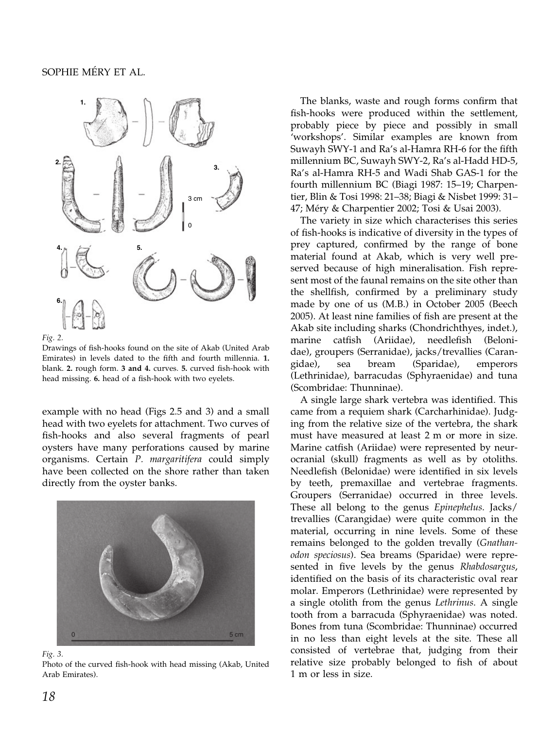Fig. 2.
Drawings of fish-hooks found on the site of Akab (United Arab Emirates) in levels dated to the fifth and fourth millennia. **1.** blank. **2.** rough form. **3 and 4.** curves. **5.** curved fish-hook with head missing. **6.** head of a fish-hook with two eyelets.

example with no head (Figs 2.5 and 3) and a small head with two eyelets for attachment. Two curves of fish-hooks and also several fragments of pearl oysters have many perforations caused by marine organisms. Certain *P. margaritifera* could simply have been collected on the shore rather than taken directly from the oyster banks.

Fig. 3.
Photo of the curved fish-hook with head missing (Akab, United Arab Emirates).

The blanks, waste and rough forms confirm that fish-hooks were produced within the settlement, probably piece by piece and possibly in small 'workshops'. Similar examples are known from Suwayh SWY-1 and Ra's al-Hamra RH-6 for the fifth millennium BC, Suwayh SWY-2, Ra's al-Hadd HD-5, Ra's al-Hamra RH-5 and Wadi Shab GAS-1 for the fourth millennium BC (Biagi 1987: 15–19; Charpentier, Blin & Tosi 1998: 21–38; Biagi & Nisbet 1999: 31–47; Méry & Charpentier 2002; Tosi & Usai 2003).

The variety in size which characterises this series of fish-hooks is indicative of diversity in the types of prey captured, confirmed by the range of bone material found at Akab, which is very well preserved because of high mineralisation. Fish represent most of the faunal remains on the site other than the shellfish, confirmed by a preliminary study made by one of us (M.B.) in October 2005 (Beech 2005). At least nine families of fish are present at the Akab site including sharks (Chondrichthyes, indet.), marine catfish (Ariidae), needlefish (Belonidae), groupers (Serranidae), jacks/trevallies (Carangidae), sea bream (Sparidae), emperors (Lethrinidae), barracudas (Sphyraenidae) and tuna (Scombridae: Thunninae).

A single large shark vertebra was identified. This came from a requiem shark (Carcharhinidae). Judging from the relative size of the vertebra, the shark must have measured at least 2 m or more in size. Marine catfish (Ariidae) were represented by neurocranial (skull) fragments as well as by otoliths. Needlefish (Belonidae) were identified in six levels by teeth, premaxillae and vertebrae fragments. Groupers (Serranidae) occurred in three levels. These all belong to the genus *Epinephelus*. Jacks/trevallies (Carangidae) were quite common in the material, occurring in nine levels. Some of these remains belonged to the golden trevally (*Gnathanodon speciosus*). Sea breams (Sparidae) were represented in five levels by the genus *Rhabdosargus*, identified on the basis of its characteristic oval rear molar. Emperors (Lethrinidae) were represented by a single otolith from the genus *Lethrinus*. A single tooth from a barracuda (Sphyraenidae) was noted. Bones from tuna (Scombridae: Thunninae) occurred in no less than eight levels at the site. These all consisted of vertebrae that, judging from their relative size probably belonged to fish of about 1 m or less in size.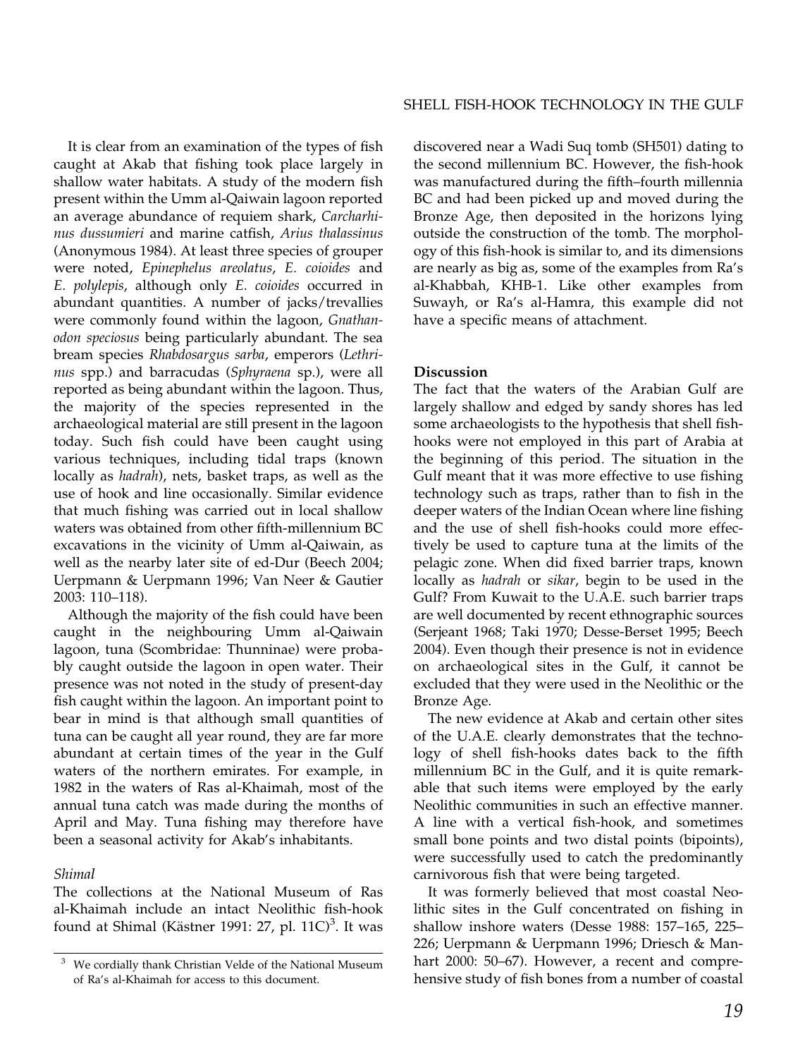It is clear from an examination of the types of fish caught at Akab that fishing took place largely in shallow water habitats. A study of the modern fish present within the Umm al-Qaiwain lagoon reported an average abundance of requiem shark, *Carcharhinus dussumieri* and marine catfish, *Arius thalassinus* (Anonymous 1984). At least three species of grouper were noted, *Epinephelus areolatus*, *E. coioides* and *E. polylepis*, although only *E. coioides* occurred in abundant quantities. A number of jacks/trevallies were commonly found within the lagoon, *Gnathanodon speciosus* being particularly abundant. The sea bream species *Rhabdosargus sarba*, emperors (*Lethrinus* spp.) and barracudas (*Sphyraena* sp.), were all reported as being abundant within the lagoon. Thus, the majority of the species represented in the archaeological material are still present in the lagoon today. Such fish could have been caught using various techniques, including tidal traps (known locally as *hadrah*), nets, basket traps, as well as the use of hook and line occasionally. Similar evidence that much fishing was carried out in local shallow waters was obtained from other fifth-millennium BC excavations in the vicinity of Umm al-Qaiwain, as well as the nearby later site of ed-Dur (Beech 2004; Uerpmann & Uerpmann 1996; Van Neer & Gautier 2003: 110–118).

Although the majority of the fish could have been caught in the neighbouring Umm al-Qaiwain lagoon, tuna (Scombridae: Thunninae) were probably caught outside the lagoon in open water. Their presence was not noted in the study of present-day fish caught within the lagoon. An important point to bear in mind is that although small quantities of tuna can be caught all year round, they are far more abundant at certain times of the year in the Gulf waters of the northern emirates. For example, in 1982 in the waters of Ras al-Khaimah, most of the annual tuna catch was made during the months of April and May. Tuna fishing may therefore have been a seasonal activity for Akab's inhabitants.

*Shimal*

The collections at the National Museum of Ras al-Khaimah include an intact Neolithic fish-hook found at Shimal (Kästner 1991: 27, pl. 11C)[3]. It was discovered near a Wadi Suq tomb (SH501) dating to the second millennium BC. However, the fish-hook was manufactured during the fifth–fourth millennia BC and had been picked up and moved during the Bronze Age, then deposited in the horizons lying outside the construction of the tomb. The morphology of this fish-hook is similar to, and its dimensions are nearly as big as, some of the examples from Ra's al-Khabbah, KHB-1. Like other examples from Suwayh, or Ra's al-Hamra, this example did not have a specific means of attachment.

**Discussion**

The fact that the waters of the Arabian Gulf are largely shallow and edged by sandy shores has led some archaeologists to the hypothesis that shell fish-hooks were not employed in this part of Arabia at the beginning of this period. The situation in the Gulf meant that it was more effective to use fishing technology such as traps, rather than to fish in the deeper waters of the Indian Ocean where line fishing and the use of shell fish-hooks could more effectively be used to capture tuna at the limits of the pelagic zone. When did fixed barrier traps, known locally as *hadrah* or *sikar*, begin to be used in the Gulf? From Kuwait to the U.A.E. such barrier traps are well documented by recent ethnographic sources (Serjeant 1968; Taki 1970; Desse-Berset 1995; Beech 2004). Even though their presence is not in evidence on archaeological sites in the Gulf, it cannot be excluded that they were used in the Neolithic or the Bronze Age.

The new evidence at Akab and certain other sites of the U.A.E. clearly demonstrates that the technology of shell fish-hooks dates back to the fifth millennium BC in the Gulf, and it is quite remarkable that such items were employed by the early Neolithic communities in such an effective manner. A line with a vertical fish-hook, and sometimes small bone points and two distal points (bipoints), were successfully used to catch the predominantly carnivorous fish that were being targeted.

It was formerly believed that most coastal Neolithic sites in the Gulf concentrated on fishing in shallow inshore waters (Desse 1988: 157–165, 225–226; Uerpmann & Uerpmann 1996; Driesch & Manhart 2000: 50–67). However, a recent and comprehensive study of fish bones from a number of coastal

[3] We cordially thank Christian Velde of the National Museum of Ra's al-Khaimah for access to this document.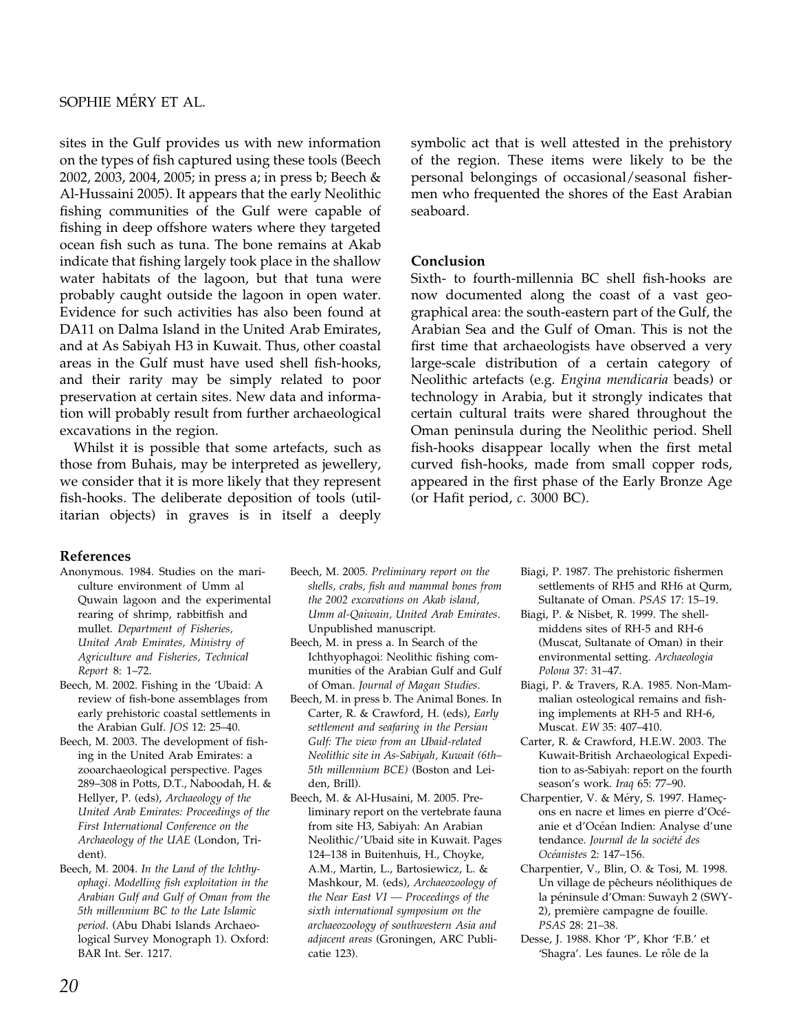sites in the Gulf provides us with new information on the types of fish captured using these tools (Beech 2002, 2003, 2004, 2005; in press a; in press b; Beech & Al-Hussaini 2005). It appears that the early Neolithic fishing communities of the Gulf were capable of fishing in deep offshore waters where they targeted ocean fish such as tuna. The bone remains at Akab indicate that fishing largely took place in the shallow water habitats of the lagoon, but that tuna were probably caught outside the lagoon in open water. Evidence for such activities has also been found at DA11 on Dalma Island in the United Arab Emirates, and at As Sabiyah H3 in Kuwait. Thus, other coastal areas in the Gulf must have used shell fish-hooks, and their rarity may be simply related to poor preservation at certain sites. New data and information will probably result from further archaeological excavations in the region.

Whilst it is possible that some artefacts, such as those from Buhais, may be interpreted as jewellery, we consider that it is more likely that they represent fish-hooks. The deliberate deposition of tools (utilitarian objects) in graves is in itself a deeply symbolic act that is well attested in the prehistory of the region. These items were likely to be the personal belongings of occasional/seasonal fishermen who frequented the shores of the East Arabian seaboard.

## Conclusion

Sixth- to fourth-millennia BC shell fish-hooks are now documented along the coast of a vast geographical area: the south-eastern part of the Gulf, the Arabian Sea and the Gulf of Oman. This is not the first time that archaeologists have observed a very large-scale distribution of a certain category of Neolithic artefacts (e.g. *Engina mendicaria* beads) or technology in Arabia, but it strongly indicates that certain cultural traits were shared throughout the Oman peninsula during the Neolithic period. Shell fish-hooks disappear locally when the first metal curved fish-hooks, made from small copper rods, appeared in the first phase of the Early Bronze Age (or Hafit period, *c.* 3000 BC).

## References

Anonymous. 1984. Studies on the mariculture environment of Umm al Quwain lagoon and the experimental rearing of shrimp, rabbitfish and mullet. *Department of Fisheries, United Arab Emirates, Ministry of Agriculture and Fisheries, Technical Report* 8: 1–72.

Beech, M. 2002. Fishing in the 'Ubaid: A review of fish-bone assemblages from early prehistoric coastal settlements in the Arabian Gulf. *JOS* 12: 25–40.

Beech, M. 2003. The development of fishing in the United Arab Emirates: a zooarchaeological perspective. Pages 289–308 in Potts, D.T., Naboodah, H. & Hellyer, P. (eds), *Archaeology of the United Arab Emirates: Proceedings of the First International Conference on the Archaeology of the UAE* (London, Trident).

Beech, M. 2004. *In the Land of the Ichthyophagi. Modelling fish exploitation in the Arabian Gulf and Gulf of Oman from the 5th millennium BC to the Late Islamic period*. (Abu Dhabi Islands Archaeological Survey Monograph 1). Oxford: BAR Int. Ser. 1217.

Beech, M. 2005. *Preliminary report on the shells, crabs, fish and mammal bones from the 2002 excavations on Akab island, Umm al-Qaiwain, United Arab Emirates*. Unpublished manuscript.

Beech, M. in press a. In Search of the Ichthyophagoi: Neolithic fishing communities of the Arabian Gulf and Gulf of Oman. *Journal of Magan Studies.*

Beech, M. in press b. The Animal Bones. In Carter, R. & Crawford, H. (eds), *Early settlement and seafaring in the Persian Gulf: The view from an Ubaid-related Neolithic site in As-Sabiyah, Kuwait (6th–5th millennium BCE)* (Boston and Leiden, Brill).

Beech, M. & Al-Husaini, M. 2005. Preliminary report on the vertebrate fauna from site H3, Sabiyah: An Arabian Neolithic/'Ubaid site in Kuwait. Pages 124–138 in Buitenhuis, H., Choyke, A.M., Martin, L., Bartosiewicz, L. & Mashkour, M. (eds), *Archaeozoology of the Near East VI — Proceedings of the sixth international symposium on the archaeozoology of southwestern Asia and adjacent areas* (Groningen, ARC Publicatie 123).

Biagi, P. 1987. The prehistoric fishermen settlements of RH5 and RH6 at Qurm, Sultanate of Oman. *PSAS* 17: 15–19.

Biagi, P. & Nisbet, R. 1999. The shell-middens sites of RH-5 and RH-6 (Muscat, Sultanate of Oman) in their environmental setting. *Archaeologia Polona* 37: 31–47.

Biagi, P. & Travers, R.A. 1985. Non-Mammalian osteological remains and fishing implements at RH-5 and RH-6, Muscat. *EW* 35: 407–410.

Carter, R. & Crawford, H.E.W. 2003. The Kuwait-British Archaeological Expedition to as-Sabiyah: report on the fourth season's work. *Iraq* 65: 77–90.

Charpentier, V. & Méry, S. 1997. Hameçons en nacre et limes en pierre d'Océanie et d'Océan Indien: Analyse d'une tendance. *Journal de la société des Océanistes* 2: 147–156.

Charpentier, V., Blin, O. & Tosi, M. 1998. Un village de pêcheurs néolithiques de la péninsule d'Oman: Suwayh 2 (SWY-2), première campagne de fouille. *PSAS* 28: 21–38.

Desse, J. 1988. Khor 'P', Khor 'F.B.' et 'Shagra'. Les faunes. Le rôle de la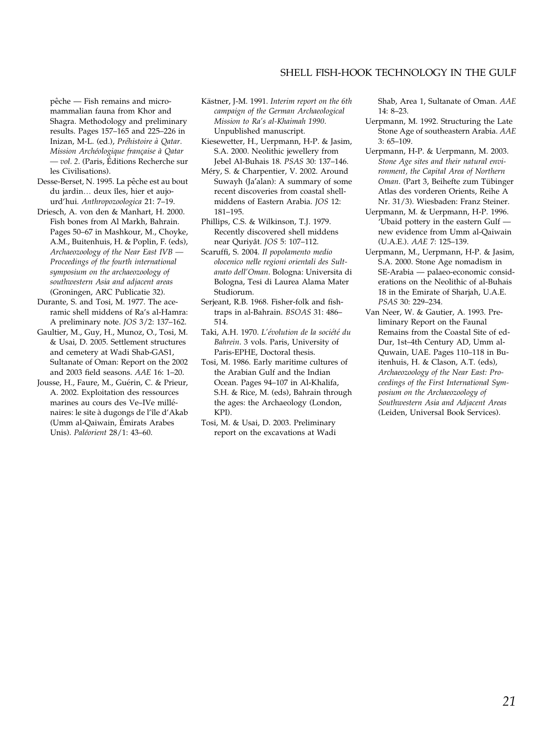pêche — Fish remains and micromammalian fauna from Khor and Shagra. Methodology and preliminary results. Pages 157–165 and 225–226 in Inizan, M-L. (ed.), *Préhistoire à Qatar. Mission Archéologique française à Qatar — vol. 2*. (Paris, Éditions Recherche sur les Civilisations).

Desse-Berset, N. 1995. La pêche est au bout du jardin… deux îles, hier et aujourd'hui. *Anthropozoologica* 21: 7–19.

Driesch, A. von den & Manhart, H. 2000. Fish bones from Al Markh, Bahrain. Pages 50–67 in Mashkour, M., Choyke, A.M., Buitenhuis, H. & Poplin, F. (eds), *Archaeozoology of the Near East IVB — Proceedings of the fourth international symposium on the archaeozoology of southwestern Asia and adjacent areas* (Groningen, ARC Publicatie 32).

Durante, S. and Tosi, M. 1977. The aceramic shell middens of Ra's al-Hamra: A preliminary note. *JOS* 3/2: 137–162.

Gaultier, M., Guy, H., Munoz, O., Tosi, M. & Usai, D. 2005. Settlement structures and cemetery at Wadi Shab-GAS1, Sultanate of Oman: Report on the 2002 and 2003 field seasons. *AAE* 16: 1–20.

Jousse, H., Faure, M., Guérin, C. & Prieur, A. 2002. Exploitation des ressources marines au cours des Ve–IVe millénaires: le site à dugongs de l'île d'Akab (Umm al-Qaiwain, Émirats Arabes Unis). *Paléorient* 28/1: 43–60.

Kästner, J-M. 1991. *Interim report on the 6th campaign of the German Archaeological Mission to Ra's al-Khaimah 1990*. Unpublished manuscript.

Kiesewetter, H., Uerpmann, H-P. & Jasim, S.A. 2000. Neolithic jewellery from Jebel Al-Buhais 18. *PSAS* 30: 137–146.

Méry, S. & Charpentier, V. 2002. Around Suwayh (Ja'alan): A summary of some recent discoveries from coastal shell-middens of Eastern Arabia. *JOS* 12: 181–195.

Phillips, C.S. & Wilkinson, T.J. 1979. Recently discovered shell middens near Quriyât. *JOS* 5: 107–112.

Scaruffi, S. 2004. *Il popolamento medio olocenico nelle regioni orientali des Sultanato dell'Oman*. Bologna: Universita di Bologna, Tesi di Laurea Alama Mater Studiorum.

Serjeant, R.B. 1968. Fisher-folk and fish-traps in al-Bahrain. *BSOAS* 31: 486–514.

Taki, A.H. 1970. *L'évolution de la société du Bahrein*. 3 vols. Paris, University of Paris-EPHE, Doctoral thesis.

Tosi, M. 1986. Early maritime cultures of the Arabian Gulf and the Indian Ocean. Pages 94–107 in Al-Khalifa, S.H. & Rice, M. (eds), Bahrain through the ages: the Archaeology (London, KPI).

Tosi, M. & Usai, D. 2003. Preliminary report on the excavations at Wadi Shab, Area 1, Sultanate of Oman. *AAE* 14: 8–23.

Uerpmann, M. 1992. Structuring the Late Stone Age of southeastern Arabia. *AAE* 3: 65–109.

Uerpmann, H-P. & Uerpmann, M. 2003. *Stone Age sites and their natural environment, the Capital Area of Northern Oman*. (Part 3, Beihefte zum Tübinger Atlas des vorderen Orients, Reihe A Nr. 31/3). Wiesbaden: Franz Steiner.

Uerpmann, M. & Uerpmann, H-P. 1996. 'Ubaid pottery in the eastern Gulf — new evidence from Umm al-Qaiwain (U.A.E.). *AAE* 7: 125–139.

Uerpmann, M., Uerpmann, H-P. & Jasim, S.A. 2000. Stone Age nomadism in SE-Arabia — palaeo-economic considerations on the Neolithic of al-Buhais 18 in the Emirate of Sharjah, U.A.E. *PSAS* 30: 229–234.

Van Neer, W. & Gautier, A. 1993. Preliminary Report on the Faunal Remains from the Coastal Site of ed-Dur, 1st–4th Century AD, Umm al-Quwain, UAE. Pages 110–118 in Buitenhuis, H. & Clason, A.T. (eds), *Archaeozoology of the Near East: Proceedings of the First International Symposium on the Archaeozoology of Southwestern Asia and Adjacent Areas* (Leiden, Universal Book Services).